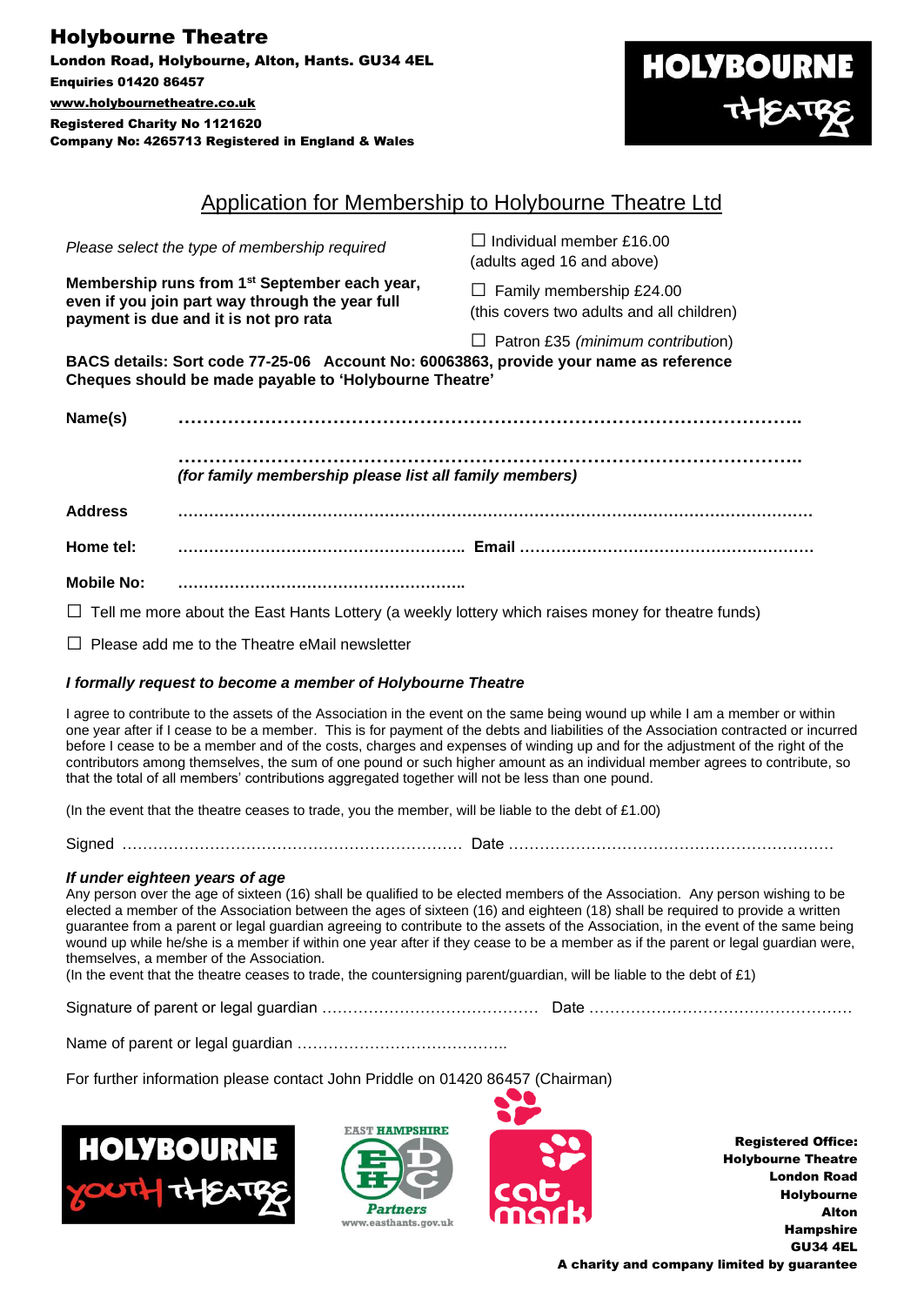# Holybourne Theatre

**London Road, Holybourne, Alton, Hants. GU34 4EL**
**Enquiries 01420 86457**
**www.holybournetheatre.co.uk**
**Registered Charity No 1121620**
**Company No: 4265713 Registered in England & Wales**

## Application for Membership to Holybourne Theatre Ltd

*Please select the type of membership required*

☐ Individual member £16.00 (adults aged 16 and above)

**Membership runs from 1st September each year, even if you join part way through the year full payment is due and it is not pro rata**

☐ Family membership £24.00 (this covers two adults and all children)

☐ Patron £35 *(minimum contribution)*

**BACS details: Sort code 77-25-06 Account No: 60063863, provide your name as reference**
**Cheques should be made payable to 'Holybourne Theatre'**

**Name(s)** ……………………………………………………………………………………………

……………………………………………………………………………………………
***(for family membership please list all family members)***

**Address** ……………………………………………………………………………………………

**Home tel:** ……………………………………………… **Email** ………………………………………………

**Mobile No:** ………………………………………………

☐ Tell me more about the East Hants Lottery (a weekly lottery which raises money for theatre funds)

☐ Please add me to the Theatre eMail newsletter

***I formally request to become a member of Holybourne Theatre***

I agree to contribute to the assets of the Association in the event on the same being wound up while I am a member or within one year after if I cease to be a member. This is for payment of the debts and liabilities of the Association contracted or incurred before I cease to be a member and of the costs, charges and expenses of winding up and for the adjustment of the right of the contributors among themselves, the sum of one pound or such higher amount as an individual member agrees to contribute, so that the total of all members' contributions aggregated together will not be less than one pound.

(In the event that the theatre ceases to trade, you the member, will be liable to the debt of £1.00)

Signed ………………………………………………………… Date ………………………………………………………

***If under eighteen years of age***

Any person over the age of sixteen (16) shall be qualified to be elected members of the Association. Any person wishing to be elected a member of the Association between the ages of sixteen (16) and eighteen (18) shall be required to provide a written guarantee from a parent or legal guardian agreeing to contribute to the assets of the Association, in the event of the same being wound up while he/she is a member if within one year after if they cease to be a member as if the parent or legal guardian were, themselves, a member of the Association.
(In the event that the theatre ceases to trade, the countersigning parent/guardian, will be liable to the debt of £1)

Signature of parent or legal guardian …………………………………… Date ……………………………………………

Name of parent or legal guardian …………………………………..

For further information please contact John Priddle on 01420 86457 (Chairman)

**Registered Office:**
**Holybourne Theatre**
**London Road**
**Holybourne**
**Alton**
**Hampshire**
**GU34 4EL**
**A charity and company limited by guarantee**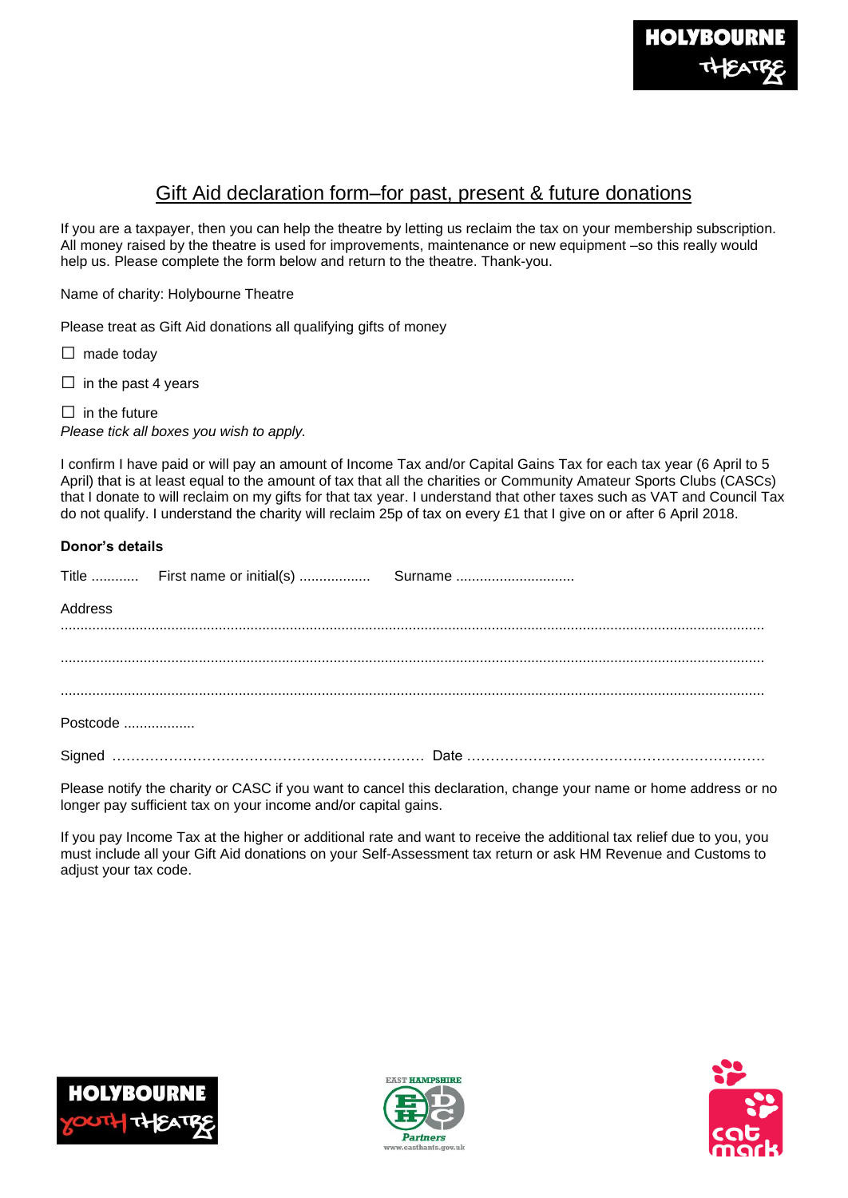# Gift Aid declaration form–for past, present & future donations

If you are a taxpayer, then you can help the theatre by letting us reclaim the tax on your membership subscription. All money raised by the theatre is used for improvements, maintenance or new equipment –so this really would help us. Please complete the form below and return to the theatre. Thank-you.

Name of charity: Holybourne Theatre

Please treat as Gift Aid donations all qualifying gifts of money

☐ made today

☐ in the past 4 years

☐ in the future

*Please tick all boxes you wish to apply.*

I confirm I have paid or will pay an amount of Income Tax and/or Capital Gains Tax for each tax year (6 April to 5 April) that is at least equal to the amount of tax that all the charities or Community Amateur Sports Clubs (CASCs) that I donate to will reclaim on my gifts for that tax year. I understand that other taxes such as VAT and Council Tax do not qualify. I understand the charity will reclaim 25p of tax on every £1 that I give on or after 6 April 2018.

**Donor's details**

Title ............ First name or initial(s) .................. Surname ..............................

Address

..............................................................................................................................................................

..............................................................................................................................................................

..............................................................................................................................................................

Postcode ..................

Signed ……………………………………………………… Date ………………………………………………………

Please notify the charity or CASC if you want to cancel this declaration, change your name or home address or no longer pay sufficient tax on your income and/or capital gains.

If you pay Income Tax at the higher or additional rate and want to receive the additional tax relief due to you, you must include all your Gift Aid donations on your Self-Assessment tax return or ask HM Revenue and Customs to adjust your tax code.